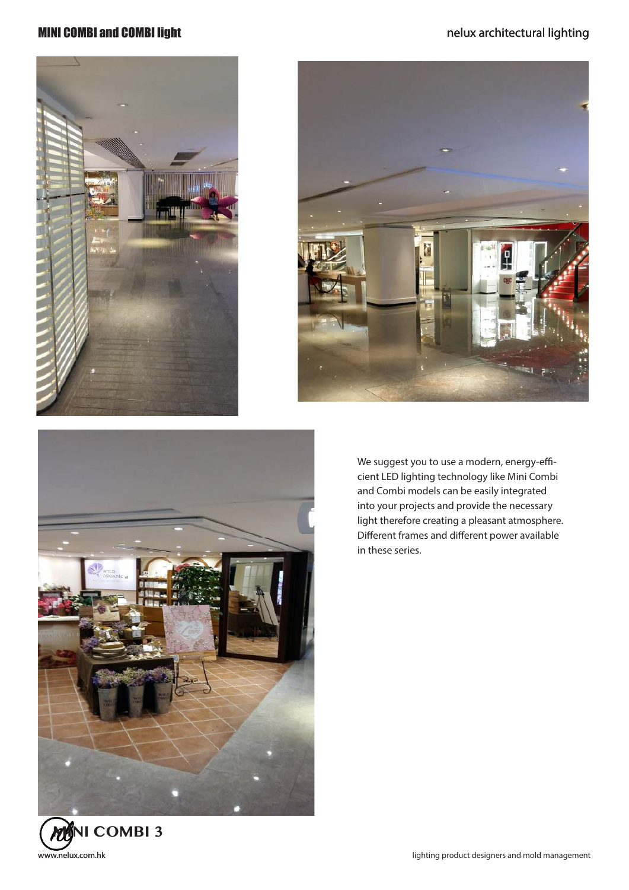# MINI COMBI and COMBI light

We suggest you to use a modern, energy-efficient LED lighting technology like Mini Combi and Combi models can be easily integrated into your projects and provide the necessary light therefore creating a pleasant atmosphere. Different frames and different power available in these series.

**MINI COMBI 3**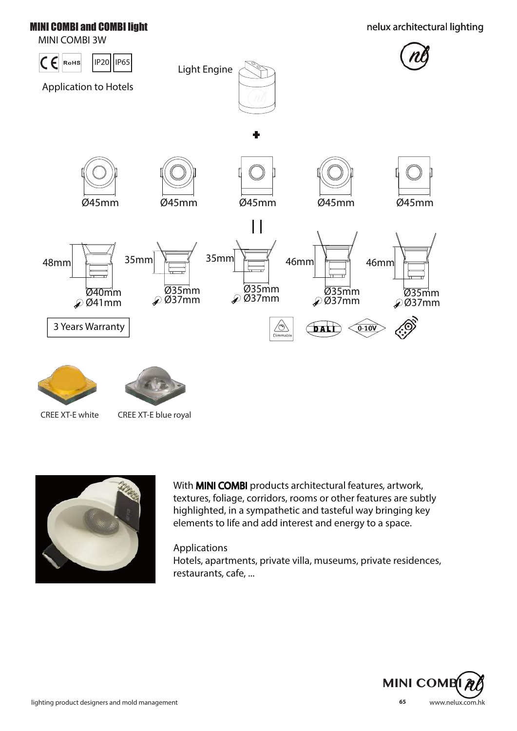# MINI COMBI and COMBI light

MINI COMBI 3W

CE RoHS IP20 IP65

Application to Hotels

Light Engine

+

Ø45mm Ø45mm Ø45mm Ø45mm Ø45mm

| Height | Diameter | Cut-out |
|---|---|---|
| 48mm | Ø40mm | Ø41mm |
| 35mm | Ø35mm | Ø37mm |
| 35mm | Ø35mm | Ø37mm |
| 46mm | Ø35mm | Ø37mm |
| 46mm | Ø35mm | Ø37mm |

3 Years Warranty

Dimmable DALI 0-10V

CREE XT-E white

CREE XT-E blue royal

With **MINI COMBI** products architectural features, artwork, textures, foliage, corridors, rooms or other features are subtly highlighted, in a sympathetic and tasteful way bringing key elements to life and add interest and energy to a space.

Applications

Hotels, apartments, private villa, museums, private residences, restaurants, cafe, ...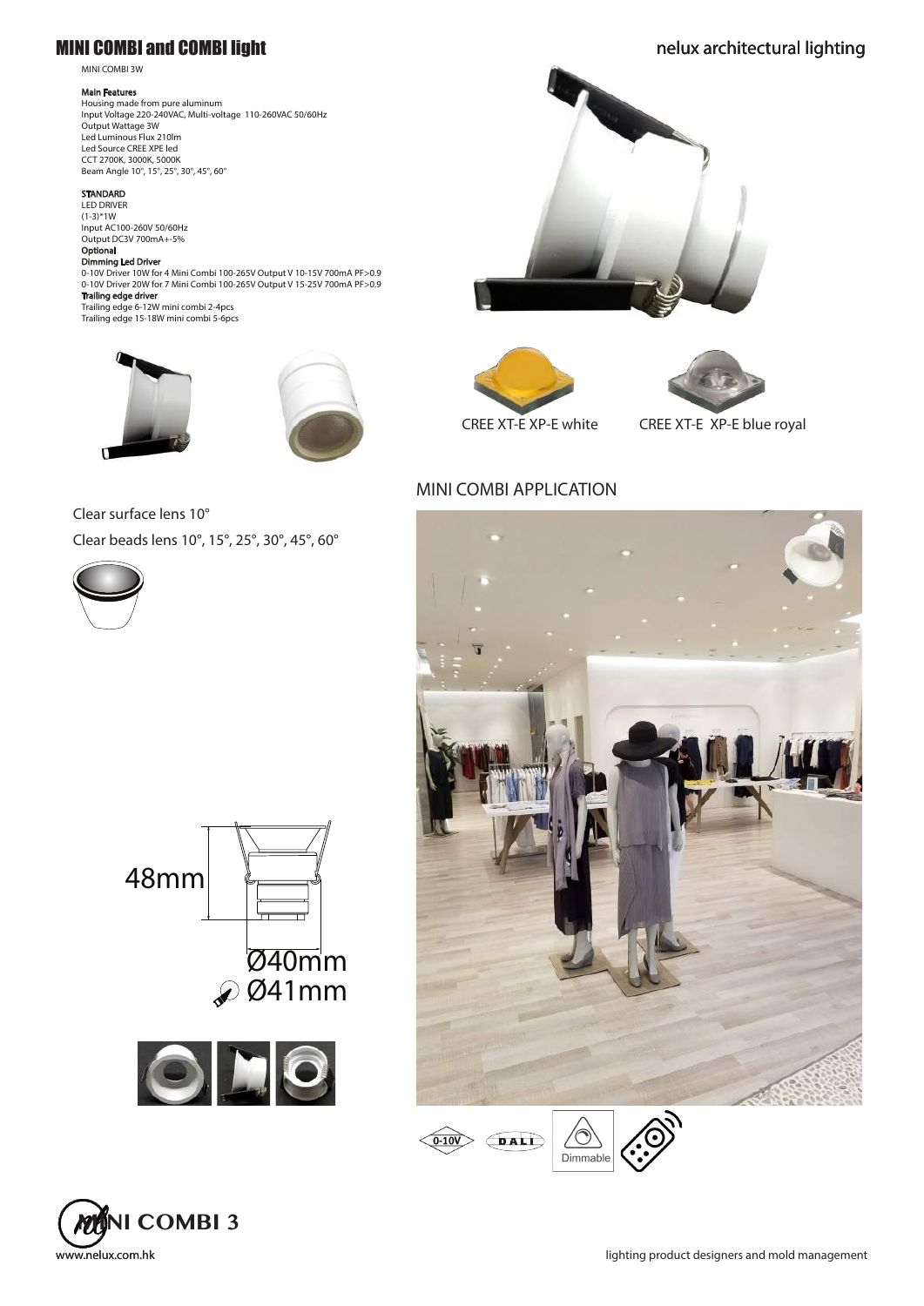# MINI COMBI and COMBI light

nelux architectural lighting

MINI COMBI 3W

**Main Features**

Housing made from pure aluminum
Input Voltage 220-240VAC, Multi-voltage 110-260VAC 50/60Hz
Output Wattage 3W
Led Luminous Flux 210lm
Led Source CREE XPE led
CCT 2700K, 3000K, 5000K
Beam Angle 10°, 15°, 25°, 30°, 45°, 60°

**STANDARD**

LED DRIVER
(1-3)*1W
Input AC100-260V 50/60Hz
Output DC3V 700mA+-5%

**Optional**

**Dimming Led Driver**

0-10V Driver 10W for 4 Mini Combi 100-265V Output V 10-15V 700mA PF>0.9
0-10V Driver 20W for 7 Mini Combi 100-265V Output V 15-25V 700mA PF>0.9

**Trailing edge driver**

Trailing edge 6-12W mini combi 2-4pcs
Trailing edge 15-18W mini combi 5-6pcs

CREE XT-E XP-E white

CREE XT-E XP-E blue royal

Clear surface lens 10°

Clear beads lens 10°, 15°, 25°, 30°, 45°, 60°

48mm

Ø40mm

Ø41mm

## MINI COMBI APPLICATION

0-10V DALI Dimmable

**MINI COMBI 3**

www.nelux.com.hk

lighting product designers and mold management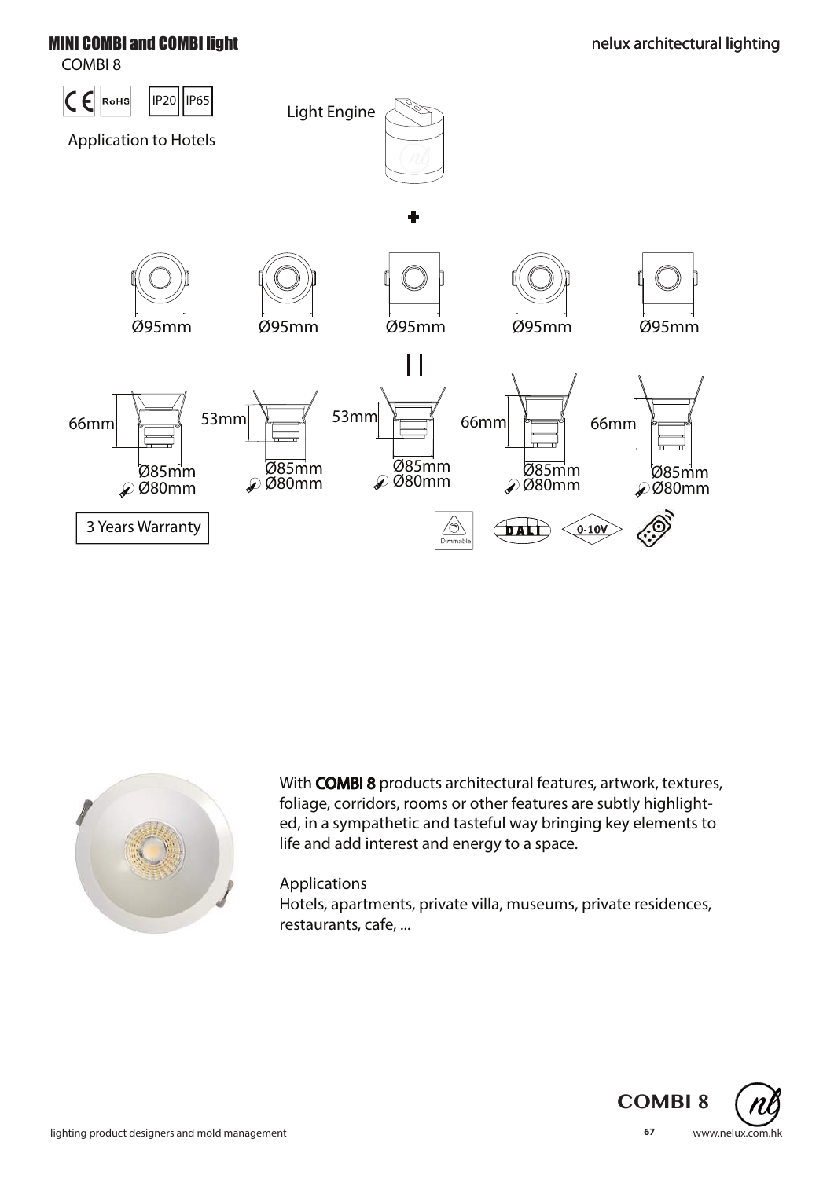## MINI COMBI and COMBI light

COMBI 8

CE RoHS IP20 IP65

Application to Hotels

Light Engine

\+

Ø95mm Ø95mm Ø95mm Ø95mm Ø95mm

||

| Height | Outer diameter | Cut-out |
|---|---|---|
| 66mm | Ø85mm | Ø80mm |
| 53mm | Ø85mm | Ø80mm |
| 53mm | Ø85mm | Ø80mm |
| 66mm | Ø85mm | Ø80mm |
| 66mm | Ø85mm | Ø80mm |

3 Years Warranty

Dimmable DALI 0-10V

With **COMBI 8** products architectural features, artwork, textures, foliage, corridors, rooms or other features are subtly highlighted, in a sympathetic and tasteful way bringing key elements to life and add interest and energy to a space.

Applications

Hotels, apartments, private villa, museums, private residences, restaurants, cafe, ...

**COMBI 8**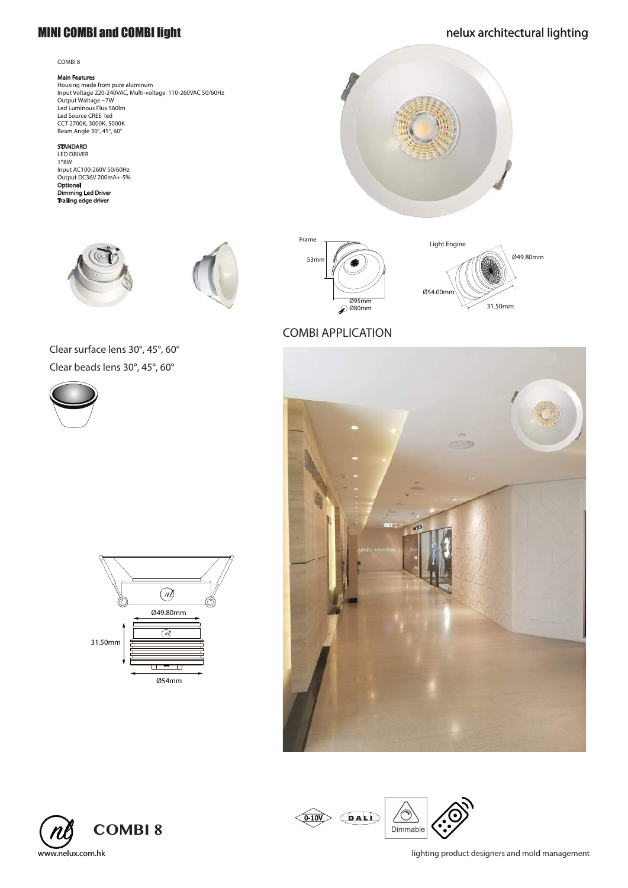# MINI COMBI and COMBI light

nelux architectural lighting

COMBI 8

**Main Features**

Housing made from pure aluminum
Input Voltage 220-240VAC, Multi-voltage 110-260VAC 50/60Hz
Output Wattage ~7W
Led Luminous Flux 560lm
Led Source CREE led
CCT 2700K, 3000K, 5000K
Beam Angle 30°, 45°, 60°

**STANDARD**

LED DRIVER
1*8W
Input AC100-260V 50/60Hz
Output DC36V 200mA+-5%

**Optional**

**Dimming Led Driver**

**Trailing edge driver**

Frame

53mm

Ø95mm

Ø80mm

Light Engine

Ø49.80mm

Ø54.00mm

31.50mm

Clear surface lens 30°, 45°, 60°

Clear beads lens 30°, 45°, 60°

Ø49.80mm

31.50mm

Ø54mm

## COMBI APPLICATION

0-10V DALI Dimmable

**COMBI 8**

www.nelux.com.hk

lighting product designers and mold management